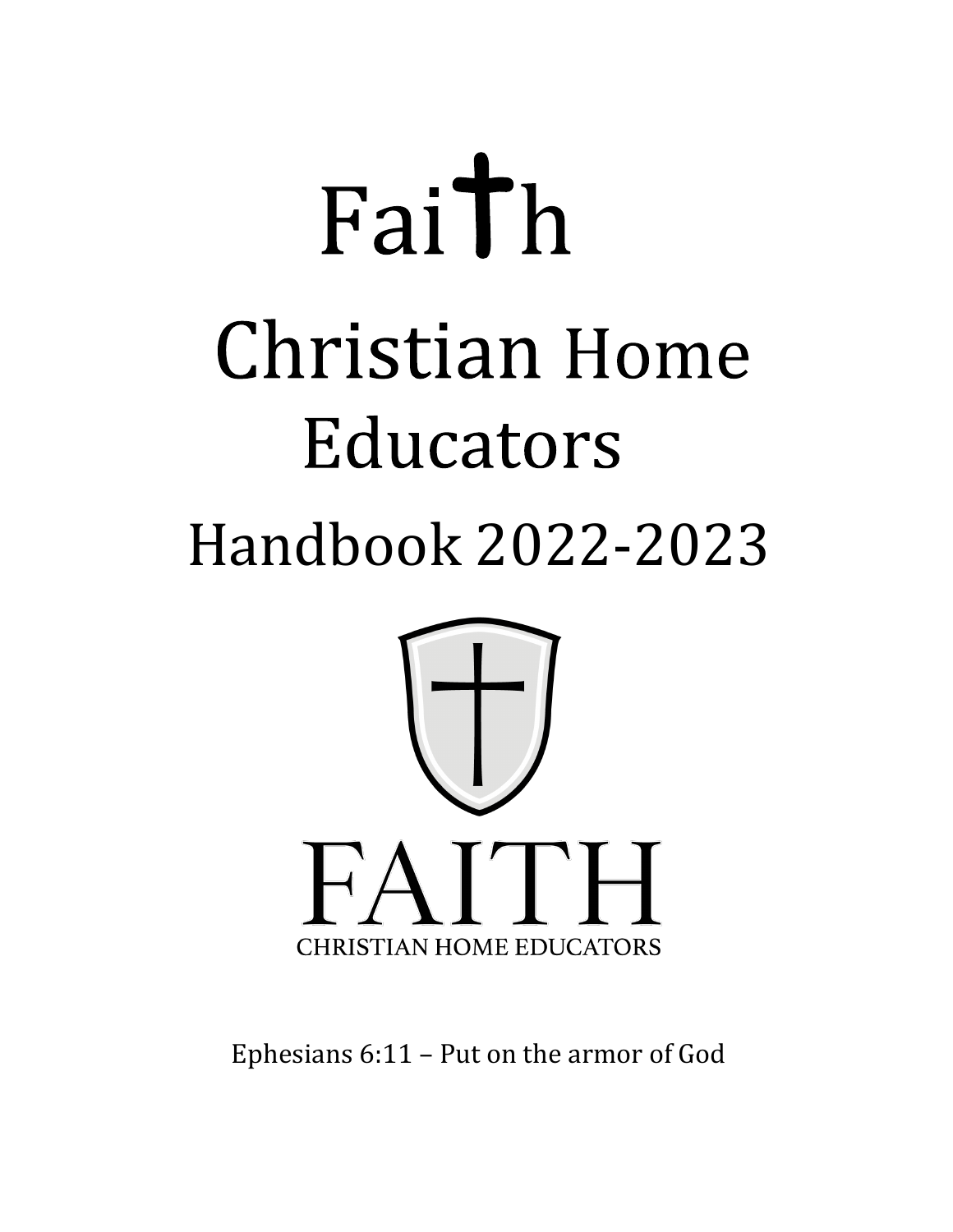# Fai†h

# Christian Home Educators

# Handbook 2022-2023

FAITH

CHRISTIAN HOME EDUCATORS

Ephesians 6:11 – Put on the armor of God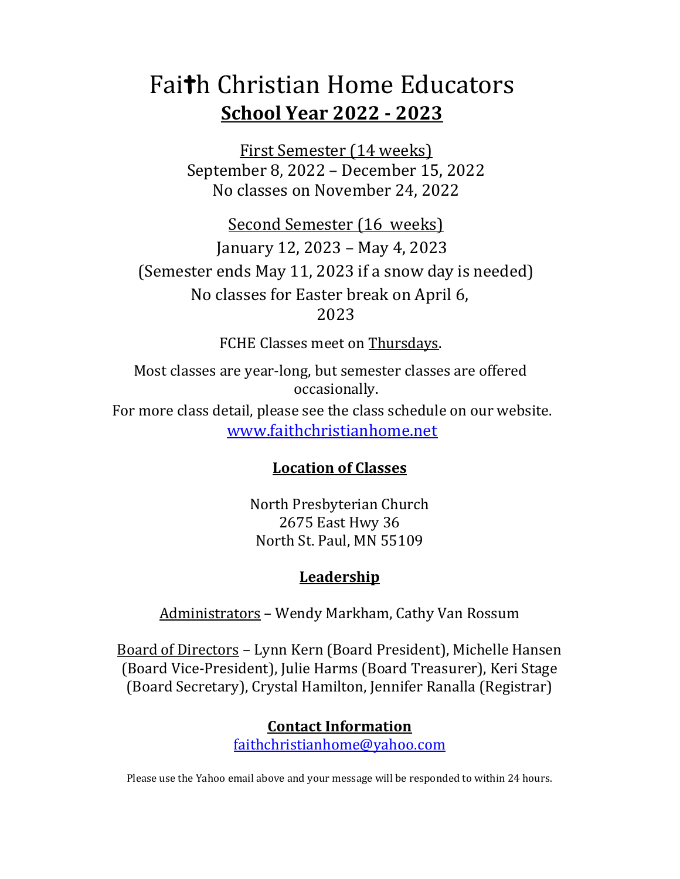# Faith Christian Home Educators

## School Year 2022 - 2023

First Semester (14 weeks)
September 8, 2022 – December 15, 2022
No classes on November 24, 2022

Second Semester (16 weeks)
January 12, 2023 – May 4, 2023
(Semester ends May 11, 2023 if a snow day is needed)
No classes for Easter break on April 6, 2023

FCHE Classes meet on Thursdays.

Most classes are year-long, but semester classes are offered occasionally.
For more class detail, please see the class schedule on our website.
www.faithchristianhome.net

### Location of Classes

North Presbyterian Church
2675 East Hwy 36
North St. Paul, MN 55109

### Leadership

Administrators – Wendy Markham, Cathy Van Rossum

Board of Directors – Lynn Kern (Board President), Michelle Hansen (Board Vice-President), Julie Harms (Board Treasurer), Keri Stage (Board Secretary), Crystal Hamilton, Jennifer Ranalla (Registrar)

### Contact Information

faithchristianhome@yahoo.com

Please use the Yahoo email above and your message will be responded to within 24 hours.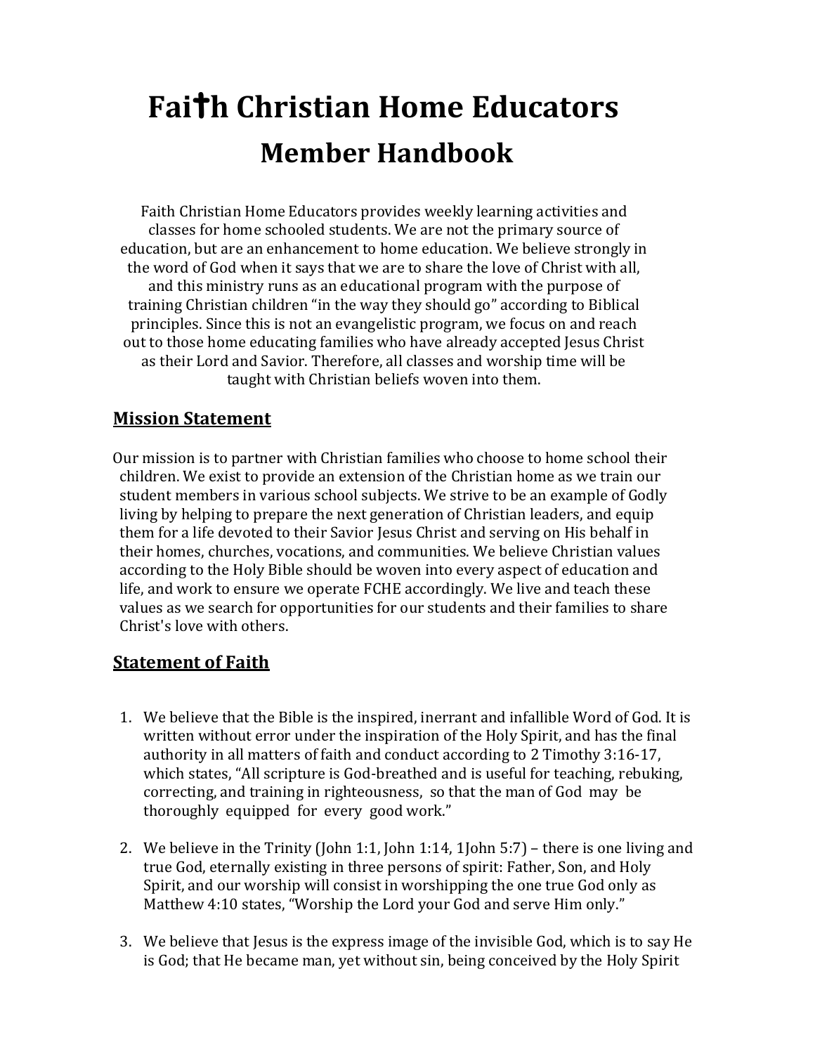# Fai✝h Christian Home Educators

## Member Handbook

Faith Christian Home Educators provides weekly learning activities and classes for home schooled students. We are not the primary source of education, but are an enhancement to home education. We believe strongly in the word of God when it says that we are to share the love of Christ with all, and this ministry runs as an educational program with the purpose of training Christian children "in the way they should go" according to Biblical principles. Since this is not an evangelistic program, we focus on and reach out to those home educating families who have already accepted Jesus Christ as their Lord and Savior. Therefore, all classes and worship time will be taught with Christian beliefs woven into them.

### Mission Statement

Our mission is to partner with Christian families who choose to home school their children. We exist to provide an extension of the Christian home as we train our student members in various school subjects. We strive to be an example of Godly living by helping to prepare the next generation of Christian leaders, and equip them for a life devoted to their Savior Jesus Christ and serving on His behalf in their homes, churches, vocations, and communities. We believe Christian values according to the Holy Bible should be woven into every aspect of education and life, and work to ensure we operate FCHE accordingly. We live and teach these values as we search for opportunities for our students and their families to share Christ's love with others.

### Statement of Faith

1. We believe that the Bible is the inspired, inerrant and infallible Word of God. It is written without error under the inspiration of the Holy Spirit, and has the final authority in all matters of faith and conduct according to 2 Timothy 3:16-17, which states, "All scripture is God-breathed and is useful for teaching, rebuking, correcting, and training in righteousness, so that the man of God may be thoroughly equipped for every good work."

2. We believe in the Trinity (John 1:1, John 1:14, 1John 5:7) – there is one living and true God, eternally existing in three persons of spirit: Father, Son, and Holy Spirit, and our worship will consist in worshipping the one true God only as Matthew 4:10 states, "Worship the Lord your God and serve Him only."

3. We believe that Jesus is the express image of the invisible God, which is to say He is God; that He became man, yet without sin, being conceived by the Holy Spirit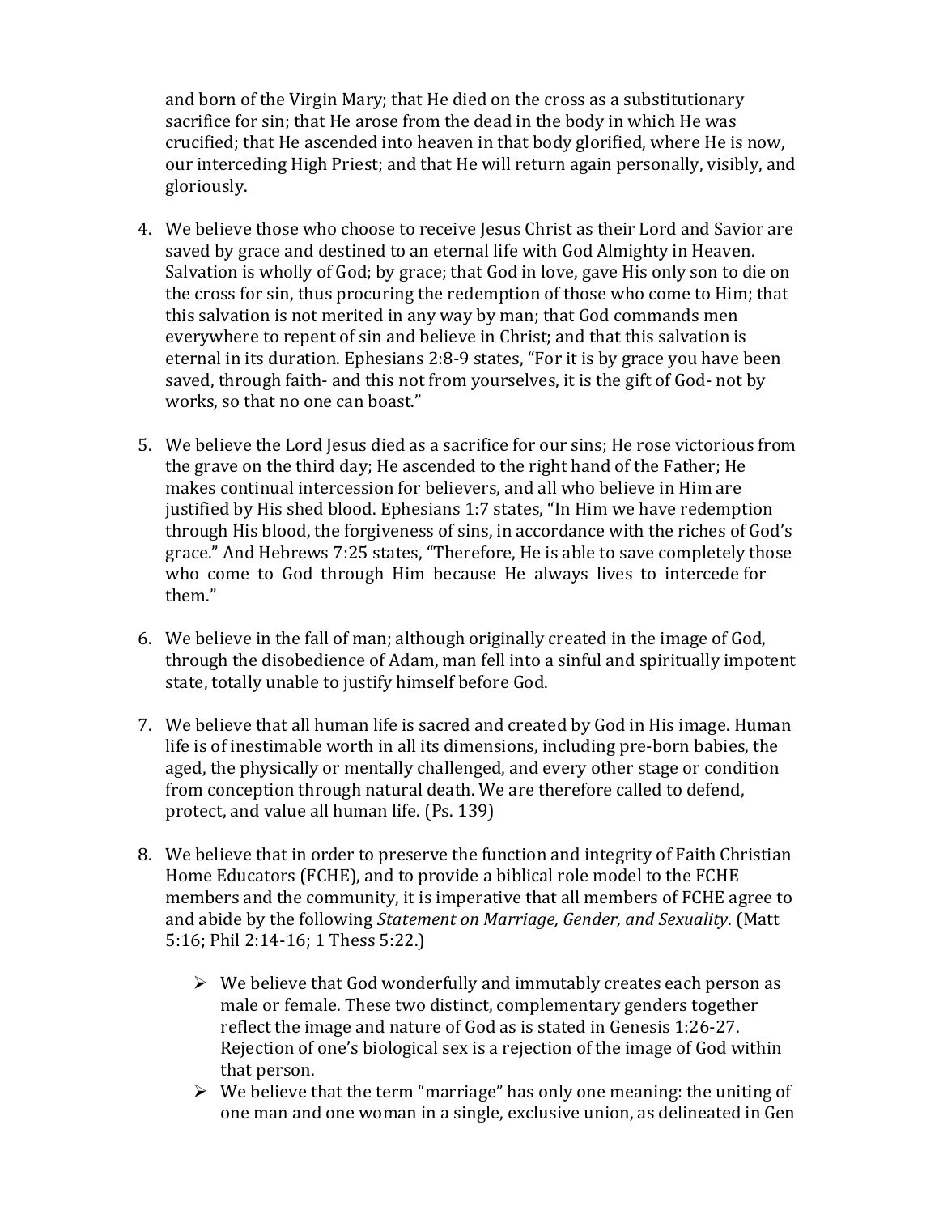and born of the Virgin Mary; that He died on the cross as a substitutionary sacrifice for sin; that He arose from the dead in the body in which He was crucified; that He ascended into heaven in that body glorified, where He is now, our interceding High Priest; and that He will return again personally, visibly, and gloriously.

4. We believe those who choose to receive Jesus Christ as their Lord and Savior are saved by grace and destined to an eternal life with God Almighty in Heaven. Salvation is wholly of God; by grace; that God in love, gave His only son to die on the cross for sin, thus procuring the redemption of those who come to Him; that this salvation is not merited in any way by man; that God commands men everywhere to repent of sin and believe in Christ; and that this salvation is eternal in its duration. Ephesians 2:8-9 states, "For it is by grace you have been saved, through faith- and this not from yourselves, it is the gift of God- not by works, so that no one can boast."

5. We believe the Lord Jesus died as a sacrifice for our sins; He rose victorious from the grave on the third day; He ascended to the right hand of the Father; He makes continual intercession for believers, and all who believe in Him are justified by His shed blood. Ephesians 1:7 states, "In Him we have redemption through His blood, the forgiveness of sins, in accordance with the riches of God's grace." And Hebrews 7:25 states, "Therefore, He is able to save completely those who come to God through Him because He always lives to intercede for them."

6. We believe in the fall of man; although originally created in the image of God, through the disobedience of Adam, man fell into a sinful and spiritually impotent state, totally unable to justify himself before God.

7. We believe that all human life is sacred and created by God in His image. Human life is of inestimable worth in all its dimensions, including pre-born babies, the aged, the physically or mentally challenged, and every other stage or condition from conception through natural death. We are therefore called to defend, protect, and value all human life. (Ps. 139)

8. We believe that in order to preserve the function and integrity of Faith Christian Home Educators (FCHE), and to provide a biblical role model to the FCHE members and the community, it is imperative that all members of FCHE agree to and abide by the following *Statement on Marriage, Gender, and Sexuality*. (Matt 5:16; Phil 2:14-16; 1 Thess 5:22.)

   - We believe that God wonderfully and immutably creates each person as male or female. These two distinct, complementary genders together reflect the image and nature of God as is stated in Genesis 1:26-27. Rejection of one's biological sex is a rejection of the image of God within that person.
   - We believe that the term "marriage" has only one meaning: the uniting of one man and one woman in a single, exclusive union, as delineated in Gen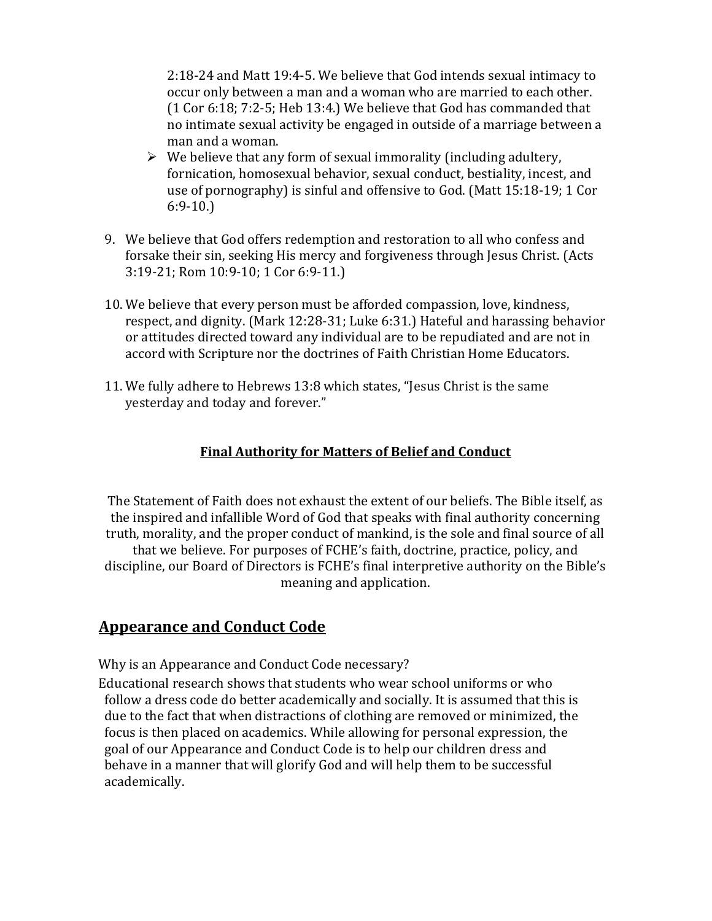2:18-24 and Matt 19:4-5. We believe that God intends sexual intimacy to occur only between a man and a woman who are married to each other. (1 Cor 6:18; 7:2-5; Heb 13:4.) We believe that God has commanded that no intimate sexual activity be engaged in outside of a marriage between a man and a woman.

- We believe that any form of sexual immorality (including adultery, fornication, homosexual behavior, sexual conduct, bestiality, incest, and use of pornography) is sinful and offensive to God. (Matt 15:18-19; 1 Cor 6:9-10.)

9. We believe that God offers redemption and restoration to all who confess and forsake their sin, seeking His mercy and forgiveness through Jesus Christ. (Acts 3:19-21; Rom 10:9-10; 1 Cor 6:9-11.)

10. We believe that every person must be afforded compassion, love, kindness, respect, and dignity. (Mark 12:28-31; Luke 6:31.) Hateful and harassing behavior or attitudes directed toward any individual are to be repudiated and are not in accord with Scripture nor the doctrines of Faith Christian Home Educators.

11. We fully adhere to Hebrews 13:8 which states, "Jesus Christ is the same yesterday and today and forever."

### Final Authority for Matters of Belief and Conduct

The Statement of Faith does not exhaust the extent of our beliefs. The Bible itself, as the inspired and infallible Word of God that speaks with final authority concerning truth, morality, and the proper conduct of mankind, is the sole and final source of all that we believe. For purposes of FCHE's faith, doctrine, practice, policy, and discipline, our Board of Directors is FCHE's final interpretive authority on the Bible's meaning and application.

## Appearance and Conduct Code

Why is an Appearance and Conduct Code necessary?

Educational research shows that students who wear school uniforms or who follow a dress code do better academically and socially. It is assumed that this is due to the fact that when distractions of clothing are removed or minimized, the focus is then placed on academics. While allowing for personal expression, the goal of our Appearance and Conduct Code is to help our children dress and behave in a manner that will glorify God and will help them to be successful academically.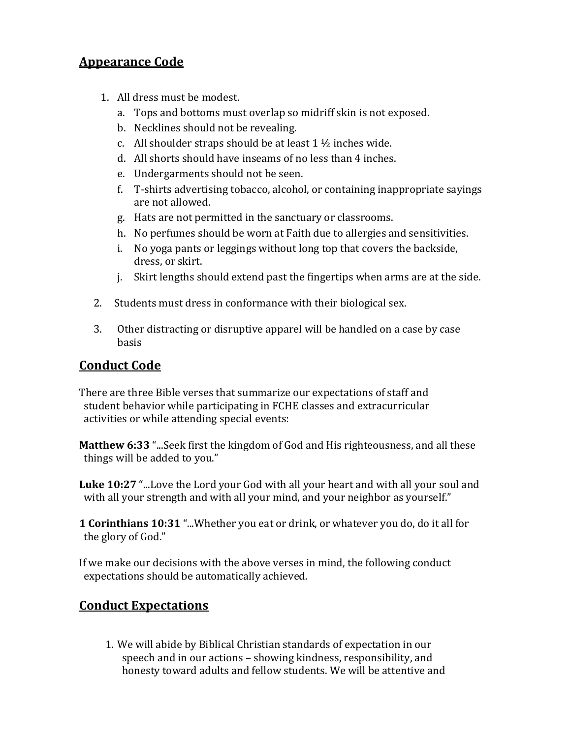## Appearance Code

1. All dress must be modest.
   a. Tops and bottoms must overlap so midriff skin is not exposed.
   b. Necklines should not be revealing.
   c. All shoulder straps should be at least 1 ½ inches wide.
   d. All shorts should have inseams of no less than 4 inches.
   e. Undergarments should not be seen.
   f. T-shirts advertising tobacco, alcohol, or containing inappropriate sayings are not allowed.
   g. Hats are not permitted in the sanctuary or classrooms.
   h. No perfumes should be worn at Faith due to allergies and sensitivities.
   i. No yoga pants or leggings without long top that covers the backside, dress, or skirt.
   j. Skirt lengths should extend past the fingertips when arms are at the side.
2. Students must dress in conformance with their biological sex.
3. Other distracting or disruptive apparel will be handled on a case by case basis

## Conduct Code

There are three Bible verses that summarize our expectations of staff and student behavior while participating in FCHE classes and extracurricular activities or while attending special events:

**Matthew 6:33** "...Seek first the kingdom of God and His righteousness, and all these things will be added to you."

**Luke 10:27** "...Love the Lord your God with all your heart and with all your soul and with all your strength and with all your mind, and your neighbor as yourself."

**1 Corinthians 10:31** "...Whether you eat or drink, or whatever you do, do it all for the glory of God."

If we make our decisions with the above verses in mind, the following conduct expectations should be automatically achieved.

## Conduct Expectations

1. We will abide by Biblical Christian standards of expectation in our speech and in our actions – showing kindness, responsibility, and honesty toward adults and fellow students. We will be attentive and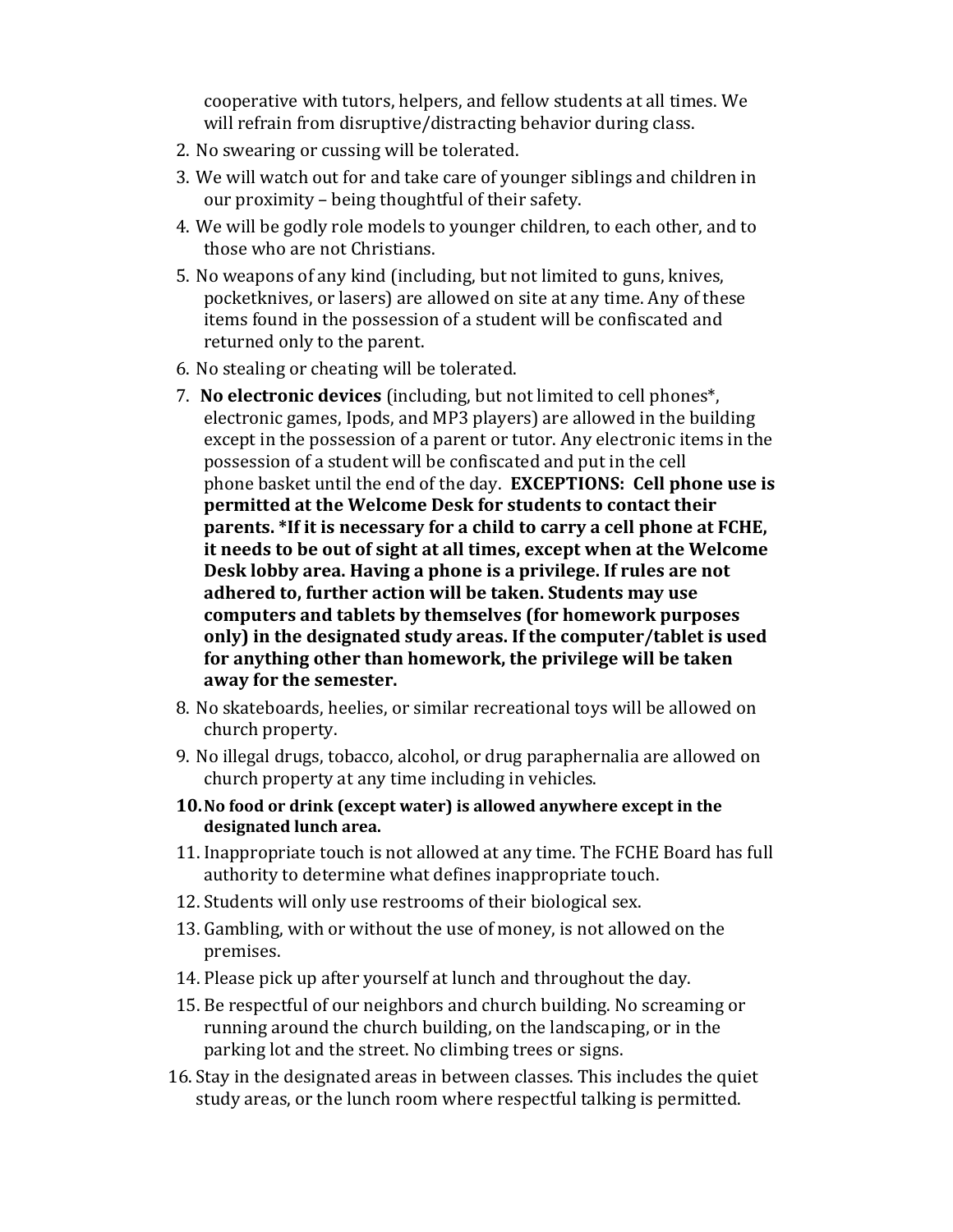cooperative with tutors, helpers, and fellow students at all times. We will refrain from disruptive/distracting behavior during class.

2. No swearing or cussing will be tolerated.
3. We will watch out for and take care of younger siblings and children in our proximity – being thoughtful of their safety.
4. We will be godly role models to younger children, to each other, and to those who are not Christians.
5. No weapons of any kind (including, but not limited to guns, knives, pocketknives, or lasers) are allowed on site at any time. Any of these items found in the possession of a student will be confiscated and returned only to the parent.
6. No stealing or cheating will be tolerated.
7. **No electronic devices** (including, but not limited to cell phones*, electronic games, Ipods, and MP3 players) are allowed in the building except in the possession of a parent or tutor. Any electronic items in the possession of a student will be confiscated and put in the cell phone basket until the end of the day. **EXCEPTIONS: Cell phone use is permitted at the Welcome Desk for students to contact their parents. *If it is necessary for a child to carry a cell phone at FCHE, it needs to be out of sight at all times, except when at the Welcome Desk lobby area. Having a phone is a privilege. If rules are not adhered to, further action will be taken. Students may use computers and tablets by themselves (for homework purposes only) in the designated study areas. If the computer/tablet is used for anything other than homework, the privilege will be taken away for the semester.**
8. No skateboards, heelies, or similar recreational toys will be allowed on church property.
9. No illegal drugs, tobacco, alcohol, or drug paraphernalia are allowed on church property at any time including in vehicles.
10. **No food or drink (except water) is allowed anywhere except in the designated lunch area.**
11. Inappropriate touch is not allowed at any time. The FCHE Board has full authority to determine what defines inappropriate touch.
12. Students will only use restrooms of their biological sex.
13. Gambling, with or without the use of money, is not allowed on the premises.
14. Please pick up after yourself at lunch and throughout the day.
15. Be respectful of our neighbors and church building. No screaming or running around the church building, on the landscaping, or in the parking lot and the street. No climbing trees or signs.
16. Stay in the designated areas in between classes. This includes the quiet study areas, or the lunch room where respectful talking is permitted.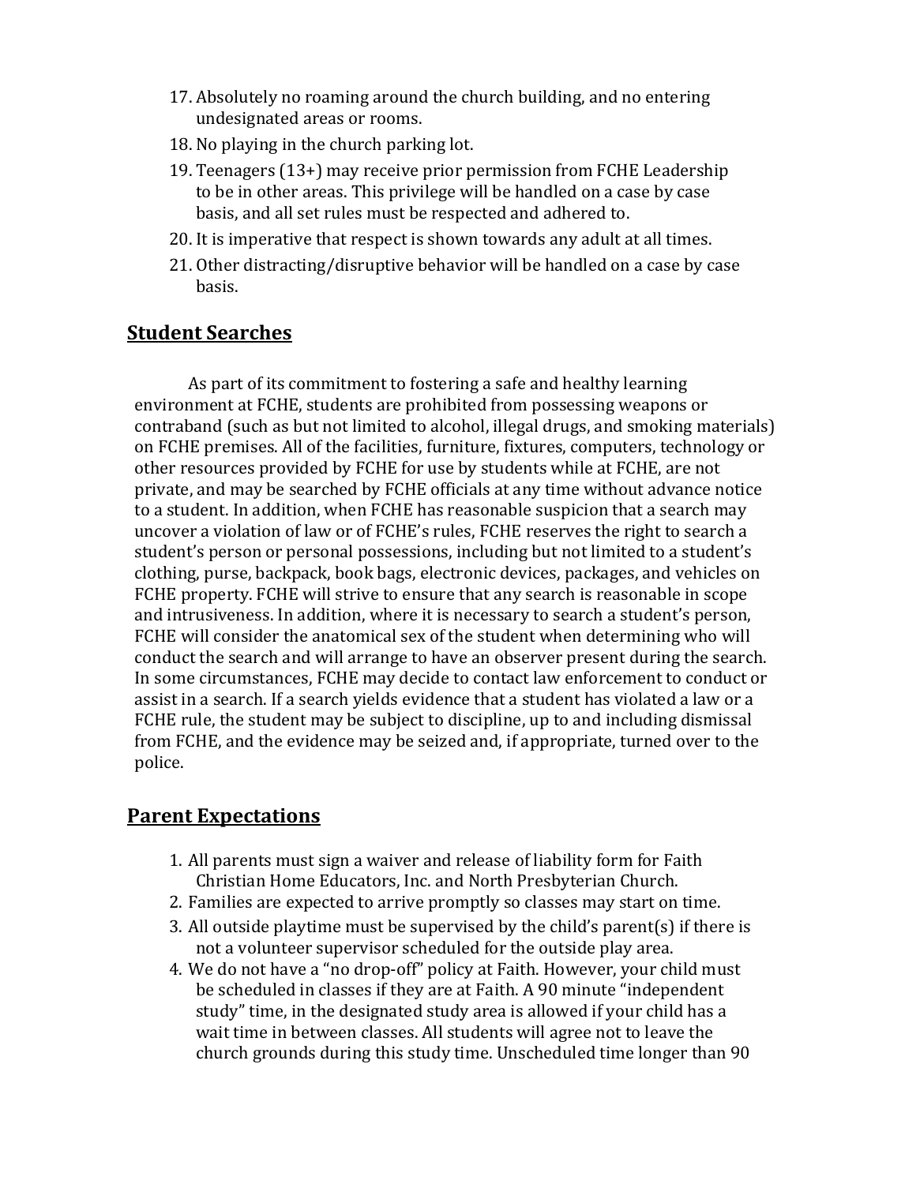17. Absolutely no roaming around the church building, and no entering undesignated areas or rooms.
18. No playing in the church parking lot.
19. Teenagers (13+) may receive prior permission from FCHE Leadership to be in other areas. This privilege will be handled on a case by case basis, and all set rules must be respected and adhered to.
20. It is imperative that respect is shown towards any adult at all times.
21. Other distracting/disruptive behavior will be handled on a case by case basis.

## Student Searches

As part of its commitment to fostering a safe and healthy learning environment at FCHE, students are prohibited from possessing weapons or contraband (such as but not limited to alcohol, illegal drugs, and smoking materials) on FCHE premises. All of the facilities, furniture, fixtures, computers, technology or other resources provided by FCHE for use by students while at FCHE, are not private, and may be searched by FCHE officials at any time without advance notice to a student. In addition, when FCHE has reasonable suspicion that a search may uncover a violation of law or of FCHE's rules, FCHE reserves the right to search a student's person or personal possessions, including but not limited to a student's clothing, purse, backpack, book bags, electronic devices, packages, and vehicles on FCHE property. FCHE will strive to ensure that any search is reasonable in scope and intrusiveness. In addition, where it is necessary to search a student's person, FCHE will consider the anatomical sex of the student when determining who will conduct the search and will arrange to have an observer present during the search. In some circumstances, FCHE may decide to contact law enforcement to conduct or assist in a search. If a search yields evidence that a student has violated a law or a FCHE rule, the student may be subject to discipline, up to and including dismissal from FCHE, and the evidence may be seized and, if appropriate, turned over to the police.

## Parent Expectations

1. All parents must sign a waiver and release of liability form for Faith Christian Home Educators, Inc. and North Presbyterian Church.
2. Families are expected to arrive promptly so classes may start on time.
3. All outside playtime must be supervised by the child's parent(s) if there is not a volunteer supervisor scheduled for the outside play area.
4. We do not have a "no drop-off" policy at Faith. However, your child must be scheduled in classes if they are at Faith. A 90 minute "independent study" time, in the designated study area is allowed if your child has a wait time in between classes. All students will agree not to leave the church grounds during this study time. Unscheduled time longer than 90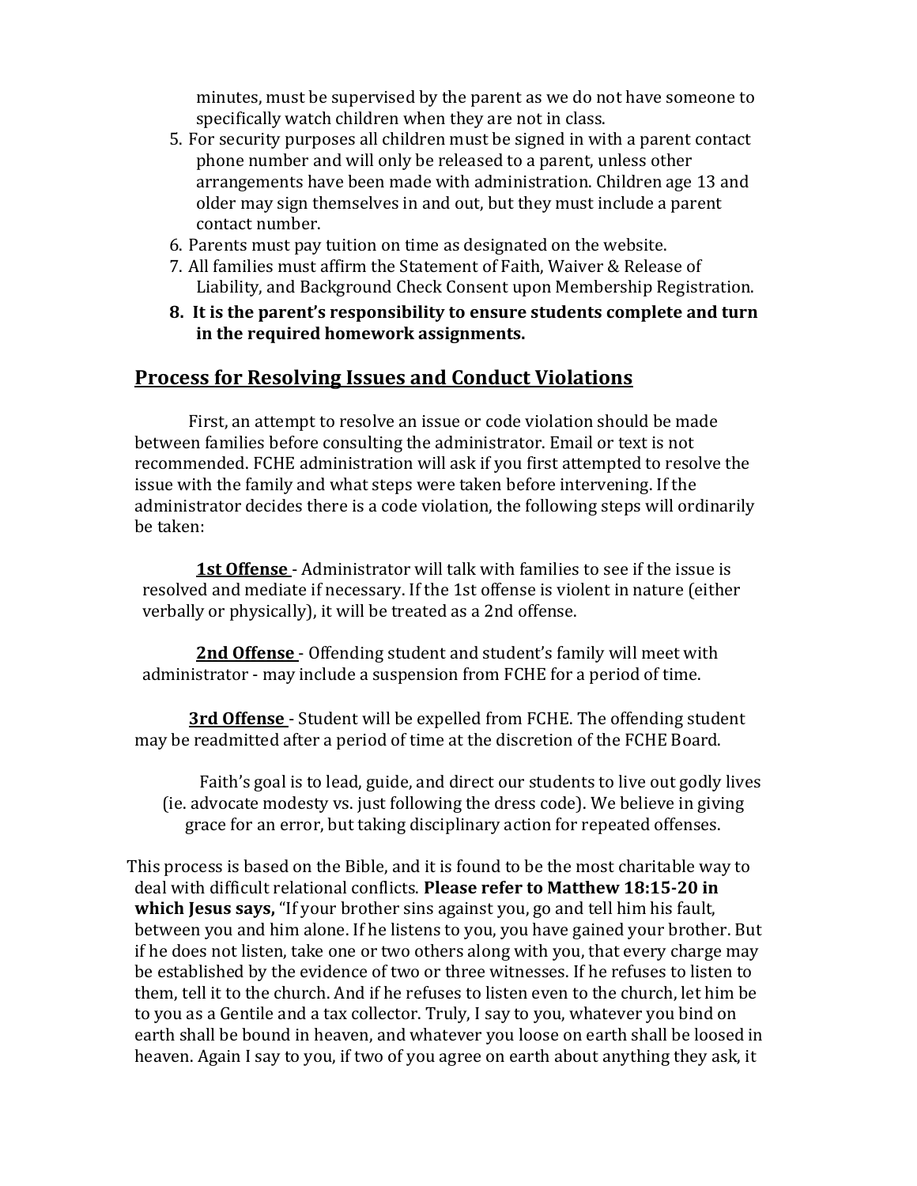minutes, must be supervised by the parent as we do not have someone to specifically watch children when they are not in class.

5. For security purposes all children must be signed in with a parent contact phone number and will only be released to a parent, unless other arrangements have been made with administration. Children age 13 and older may sign themselves in and out, but they must include a parent contact number.
6. Parents must pay tuition on time as designated on the website.
7. All families must affirm the Statement of Faith, Waiver & Release of Liability, and Background Check Consent upon Membership Registration.
8. **It is the parent's responsibility to ensure students complete and turn in the required homework assignments.**

## Process for Resolving Issues and Conduct Violations

First, an attempt to resolve an issue or code violation should be made between families before consulting the administrator. Email or text is not recommended. FCHE administration will ask if you first attempted to resolve the issue with the family and what steps were taken before intervening. If the administrator decides there is a code violation, the following steps will ordinarily be taken:

**1st Offense** - Administrator will talk with families to see if the issue is resolved and mediate if necessary. If the 1st offense is violent in nature (either verbally or physically), it will be treated as a 2nd offense.

**2nd Offense** - Offending student and student's family will meet with administrator - may include a suspension from FCHE for a period of time.

**3rd Offense** - Student will be expelled from FCHE. The offending student may be readmitted after a period of time at the discretion of the FCHE Board.

Faith's goal is to lead, guide, and direct our students to live out godly lives (ie. advocate modesty vs. just following the dress code). We believe in giving grace for an error, but taking disciplinary action for repeated offenses.

This process is based on the Bible, and it is found to be the most charitable way to deal with difficult relational conflicts. **Please refer to Matthew 18:15-20 in which Jesus says,** "If your brother sins against you, go and tell him his fault, between you and him alone. If he listens to you, you have gained your brother. But if he does not listen, take one or two others along with you, that every charge may be established by the evidence of two or three witnesses. If he refuses to listen to them, tell it to the church. And if he refuses to listen even to the church, let him be to you as a Gentile and a tax collector. Truly, I say to you, whatever you bind on earth shall be bound in heaven, and whatever you loose on earth shall be loosed in heaven. Again I say to you, if two of you agree on earth about anything they ask, it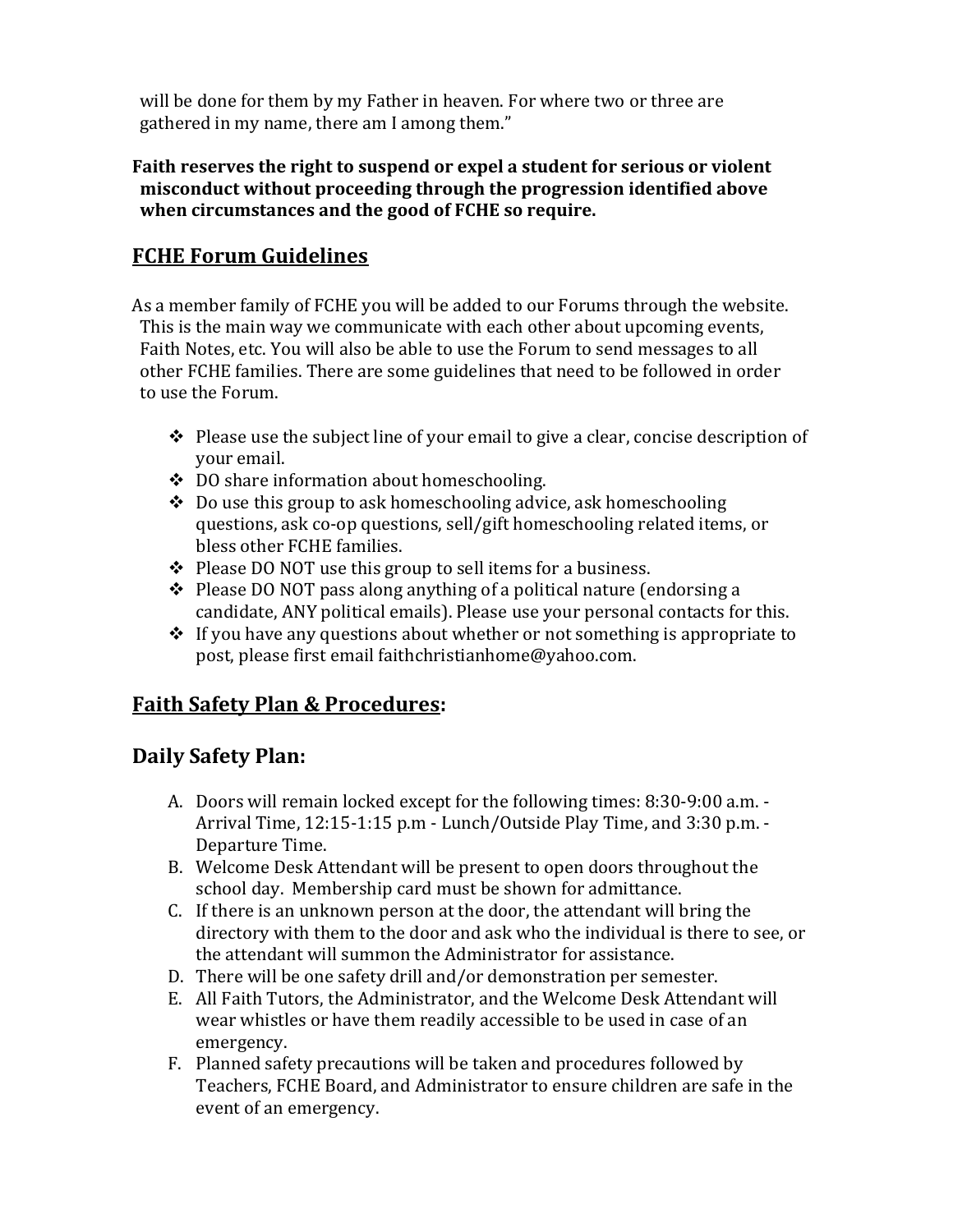will be done for them by my Father in heaven. For where two or three are gathered in my name, there am I among them."

**Faith reserves the right to suspend or expel a student for serious or violent misconduct without proceeding through the progression identified above when circumstances and the good of FCHE so require.**

## FCHE Forum Guidelines

As a member family of FCHE you will be added to our Forums through the website. This is the main way we communicate with each other about upcoming events, Faith Notes, etc. You will also be able to use the Forum to send messages to all other FCHE families. There are some guidelines that need to be followed in order to use the Forum.

- Please use the subject line of your email to give a clear, concise description of your email.
- DO share information about homeschooling.
- Do use this group to ask homeschooling advice, ask homeschooling questions, ask co-op questions, sell/gift homeschooling related items, or bless other FCHE families.
- Please DO NOT use this group to sell items for a business.
- Please DO NOT pass along anything of a political nature (endorsing a candidate, ANY political emails). Please use your personal contacts for this.
- If you have any questions about whether or not something is appropriate to post, please first email faithchristianhome@yahoo.com.

## Faith Safety Plan & Procedures:

## Daily Safety Plan:

A. Doors will remain locked except for the following times: 8:30-9:00 a.m. - Arrival Time, 12:15-1:15 p.m - Lunch/Outside Play Time, and 3:30 p.m. - Departure Time.
B. Welcome Desk Attendant will be present to open doors throughout the school day. Membership card must be shown for admittance.
C. If there is an unknown person at the door, the attendant will bring the directory with them to the door and ask who the individual is there to see, or the attendant will summon the Administrator for assistance.
D. There will be one safety drill and/or demonstration per semester.
E. All Faith Tutors, the Administrator, and the Welcome Desk Attendant will wear whistles or have them readily accessible to be used in case of an emergency.
F. Planned safety precautions will be taken and procedures followed by Teachers, FCHE Board, and Administrator to ensure children are safe in the event of an emergency.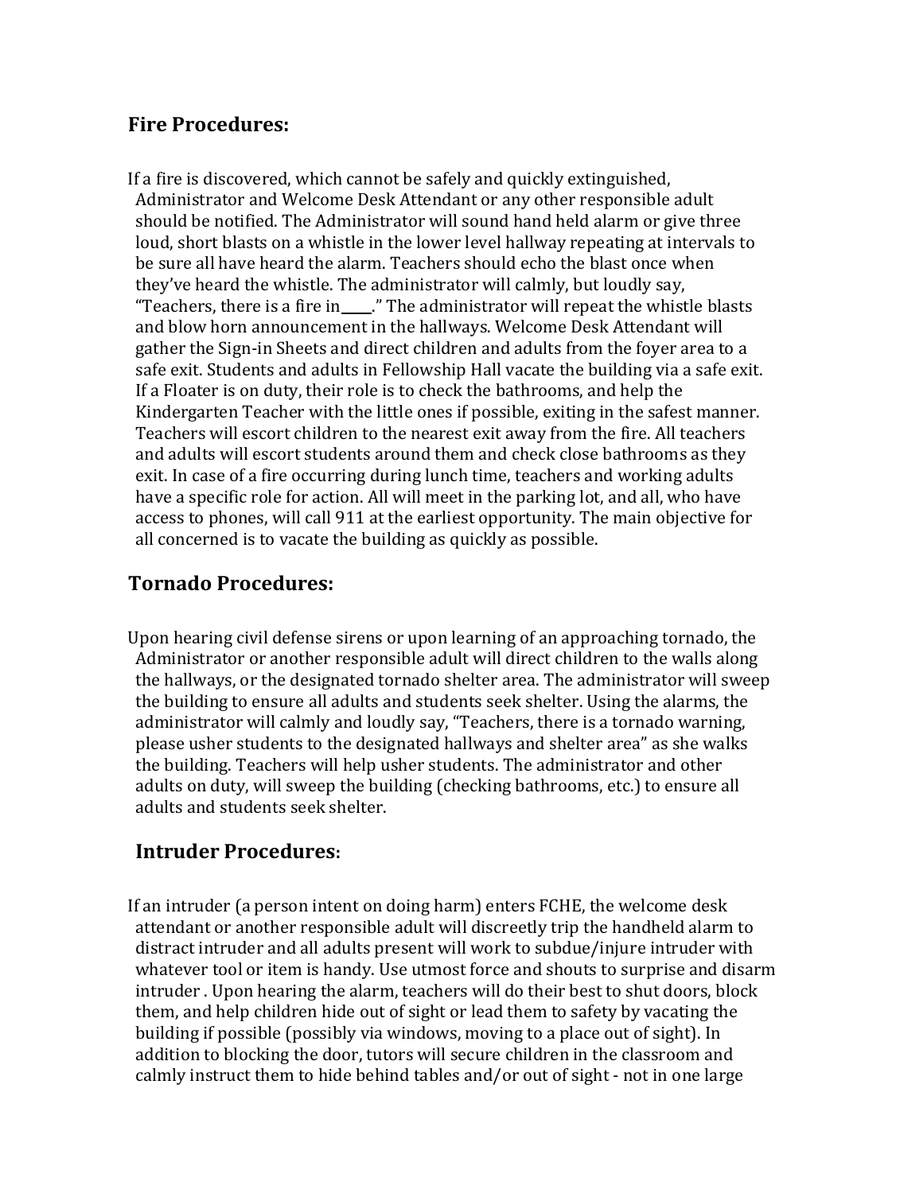## Fire Procedures:

If a fire is discovered, which cannot be safely and quickly extinguished, Administrator and Welcome Desk Attendant or any other responsible adult should be notified. The Administrator will sound hand held alarm or give three loud, short blasts on a whistle in the lower level hallway repeating at intervals to be sure all have heard the alarm. Teachers should echo the blast once when they've heard the whistle. The administrator will calmly, but loudly say, "Teachers, there is a fire in____." The administrator will repeat the whistle blasts and blow horn announcement in the hallways. Welcome Desk Attendant will gather the Sign-in Sheets and direct children and adults from the foyer area to a safe exit. Students and adults in Fellowship Hall vacate the building via a safe exit. If a Floater is on duty, their role is to check the bathrooms, and help the Kindergarten Teacher with the little ones if possible, exiting in the safest manner. Teachers will escort children to the nearest exit away from the fire. All teachers and adults will escort students around them and check close bathrooms as they exit. In case of a fire occurring during lunch time, teachers and working adults have a specific role for action. All will meet in the parking lot, and all, who have access to phones, will call 911 at the earliest opportunity. The main objective for all concerned is to vacate the building as quickly as possible.

## Tornado Procedures:

Upon hearing civil defense sirens or upon learning of an approaching tornado, the Administrator or another responsible adult will direct children to the walls along the hallways, or the designated tornado shelter area. The administrator will sweep the building to ensure all adults and students seek shelter. Using the alarms, the administrator will calmly and loudly say, "Teachers, there is a tornado warning, please usher students to the designated hallways and shelter area" as she walks the building. Teachers will help usher students. The administrator and other adults on duty, will sweep the building (checking bathrooms, etc.) to ensure all adults and students seek shelter.

## Intruder Procedures:

If an intruder (a person intent on doing harm) enters FCHE, the welcome desk attendant or another responsible adult will discreetly trip the handheld alarm to distract intruder and all adults present will work to subdue/injure intruder with whatever tool or item is handy. Use utmost force and shouts to surprise and disarm intruder . Upon hearing the alarm, teachers will do their best to shut doors, block them, and help children hide out of sight or lead them to safety by vacating the building if possible (possibly via windows, moving to a place out of sight). In addition to blocking the door, tutors will secure children in the classroom and calmly instruct them to hide behind tables and/or out of sight - not in one large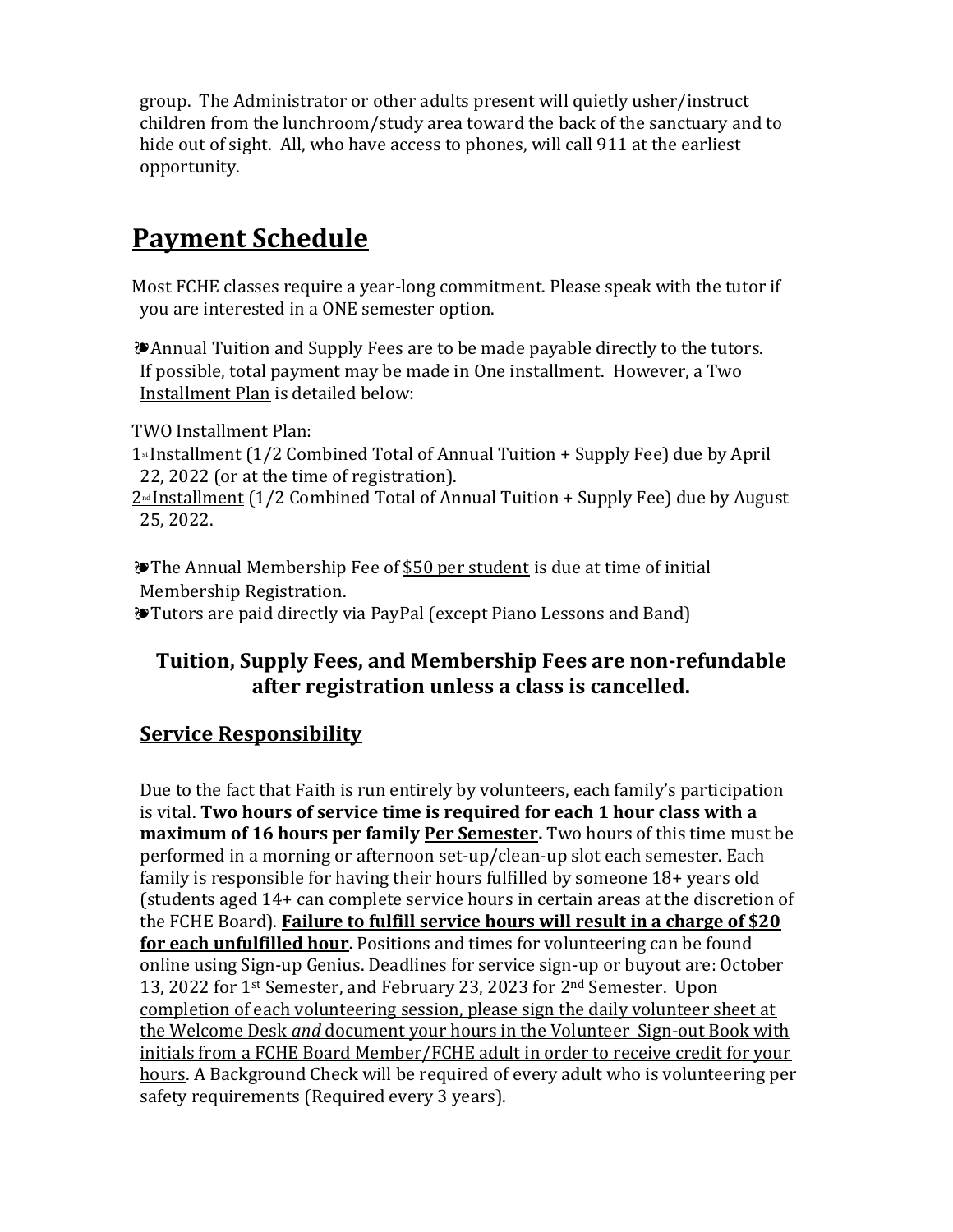group. The Administrator or other adults present will quietly usher/instruct children from the lunchroom/study area toward the back of the sanctuary and to hide out of sight. All, who have access to phones, will call 911 at the earliest opportunity.

# Payment Schedule

Most FCHE classes require a year-long commitment. Please speak with the tutor if you are interested in a ONE semester option.

❧Annual Tuition and Supply Fees are to be made payable directly to the tutors. If possible, total payment may be made in One installment. However, a Two Installment Plan is detailed below:

TWO Installment Plan:
1st Installment (1/2 Combined Total of Annual Tuition + Supply Fee) due by April 22, 2022 (or at the time of registration).
2nd Installment (1/2 Combined Total of Annual Tuition + Supply Fee) due by August 25, 2022.

❧The Annual Membership Fee of $50 per student is due at time of initial Membership Registration.
❧Tutors are paid directly via PayPal (except Piano Lessons and Band)

### Tuition, Supply Fees, and Membership Fees are non-refundable after registration unless a class is cancelled.

## Service Responsibility

Due to the fact that Faith is run entirely by volunteers, each family's participation is vital. **Two hours of service time is required for each 1 hour class with a maximum of 16 hours per family Per Semester.** Two hours of this time must be performed in a morning or afternoon set-up/clean-up slot each semester. Each family is responsible for having their hours fulfilled by someone 18+ years old (students aged 14+ can complete service hours in certain areas at the discretion of the FCHE Board). **Failure to fulfill service hours will result in a charge of $20 for each unfulfilled hour.** Positions and times for volunteering can be found online using Sign-up Genius. Deadlines for service sign-up or buyout are: October 13, 2022 for 1st Semester, and February 23, 2023 for 2nd Semester. Upon completion of each volunteering session, please sign the daily volunteer sheet at the Welcome Desk *and* document your hours in the Volunteer Sign-out Book with initials from a FCHE Board Member/FCHE adult in order to receive credit for your hours. A Background Check will be required of every adult who is volunteering per safety requirements (Required every 3 years).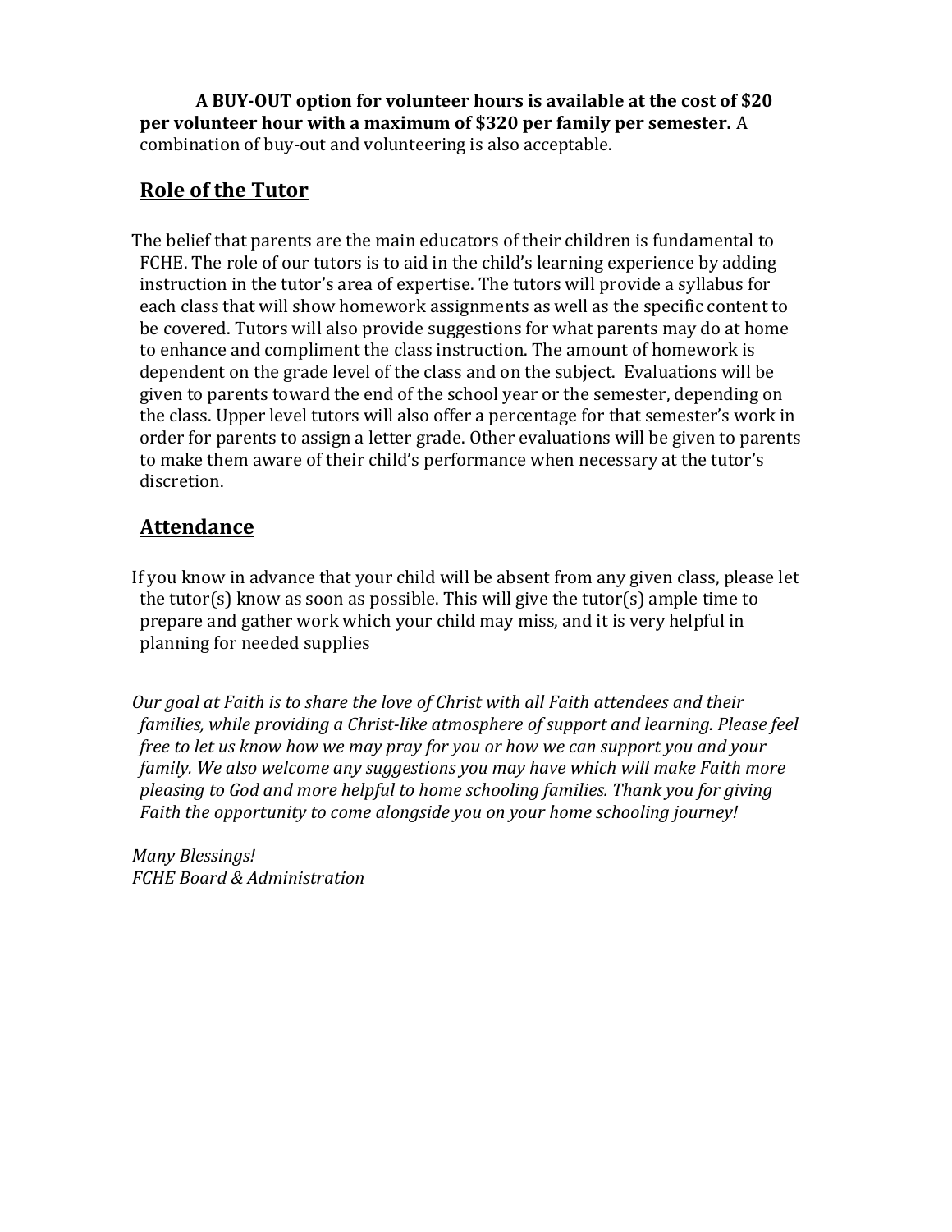**A BUY-OUT option for volunteer hours is available at the cost of $20 per volunteer hour with a maximum of $320 per family per semester.** A combination of buy-out and volunteering is also acceptable.

## Role of the Tutor

The belief that parents are the main educators of their children is fundamental to FCHE. The role of our tutors is to aid in the child's learning experience by adding instruction in the tutor's area of expertise. The tutors will provide a syllabus for each class that will show homework assignments as well as the specific content to be covered. Tutors will also provide suggestions for what parents may do at home to enhance and compliment the class instruction. The amount of homework is dependent on the grade level of the class and on the subject. Evaluations will be given to parents toward the end of the school year or the semester, depending on the class. Upper level tutors will also offer a percentage for that semester's work in order for parents to assign a letter grade. Other evaluations will be given to parents to make them aware of their child's performance when necessary at the tutor's discretion.

## Attendance

If you know in advance that your child will be absent from any given class, please let the tutor(s) know as soon as possible. This will give the tutor(s) ample time to prepare and gather work which your child may miss, and it is very helpful in planning for needed supplies

*Our goal at Faith is to share the love of Christ with all Faith attendees and their families, while providing a Christ-like atmosphere of support and learning. Please feel free to let us know how we may pray for you or how we can support you and your family. We also welcome any suggestions you may have which will make Faith more pleasing to God and more helpful to home schooling families. Thank you for giving Faith the opportunity to come alongside you on your home schooling journey!*

*Many Blessings!*
*FCHE Board & Administration*